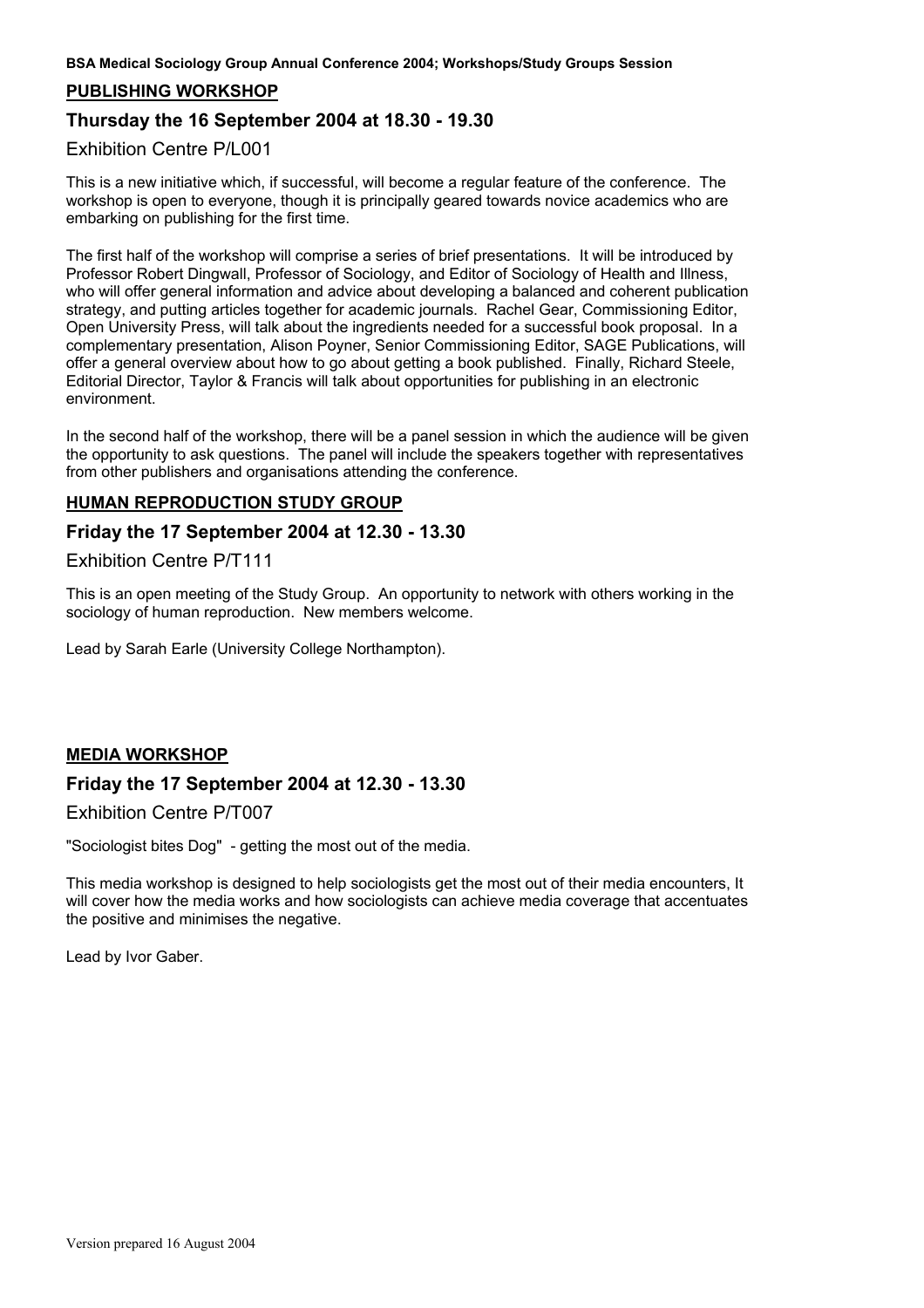**BSA Medical Sociology Group Annual Conference 2004; Workshops/Study Groups Session**

## PUBLISHING WORKSHOP

### Thursday the 16 September 2004 at 18.30 - 19.30

Exhibition Centre P/L001

This is a new initiative which, if successful, will become a regular feature of the conference. The workshop is open to everyone, though it is principally geared towards novice academics who are embarking on publishing for the first time.

The first half of the workshop will comprise a series of brief presentations. It will be introduced by Professor Robert Dingwall, Professor of Sociology, and Editor of Sociology of Health and Illness, who will offer general information and advice about developing a balanced and coherent publication strategy, and putting articles together for academic journals. Rachel Gear, Commissioning Editor, Open University Press, will talk about the ingredients needed for a successful book proposal. In a complementary presentation, Alison Poyner, Senior Commissioning Editor, SAGE Publications, will offer a general overview about how to go about getting a book published. Finally, Richard Steele, Editorial Director, Taylor & Francis will talk about opportunities for publishing in an electronic environment.

In the second half of the workshop, there will be a panel session in which the audience will be given the opportunity to ask questions. The panel will include the speakers together with representatives from other publishers and organisations attending the conference.

## HUMAN REPRODUCTION STUDY GROUP

### Friday the 17 September 2004 at 12.30 - 13.30

Exhibition Centre P/T111

This is an open meeting of the Study Group. An opportunity to network with others working in the sociology of human reproduction. New members welcome.

Lead by Sarah Earle (University College Northampton).

## MEDIA WORKSHOP

### Friday the 17 September 2004 at 12.30 - 13.30

Exhibition Centre P/T007

"Sociologist bites Dog" - getting the most out of the media.

This media workshop is designed to help sociologists get the most out of their media encounters, It will cover how the media works and how sociologists can achieve media coverage that accentuates the positive and minimises the negative.

Lead by Ivor Gaber.

Version prepared 16 August 2004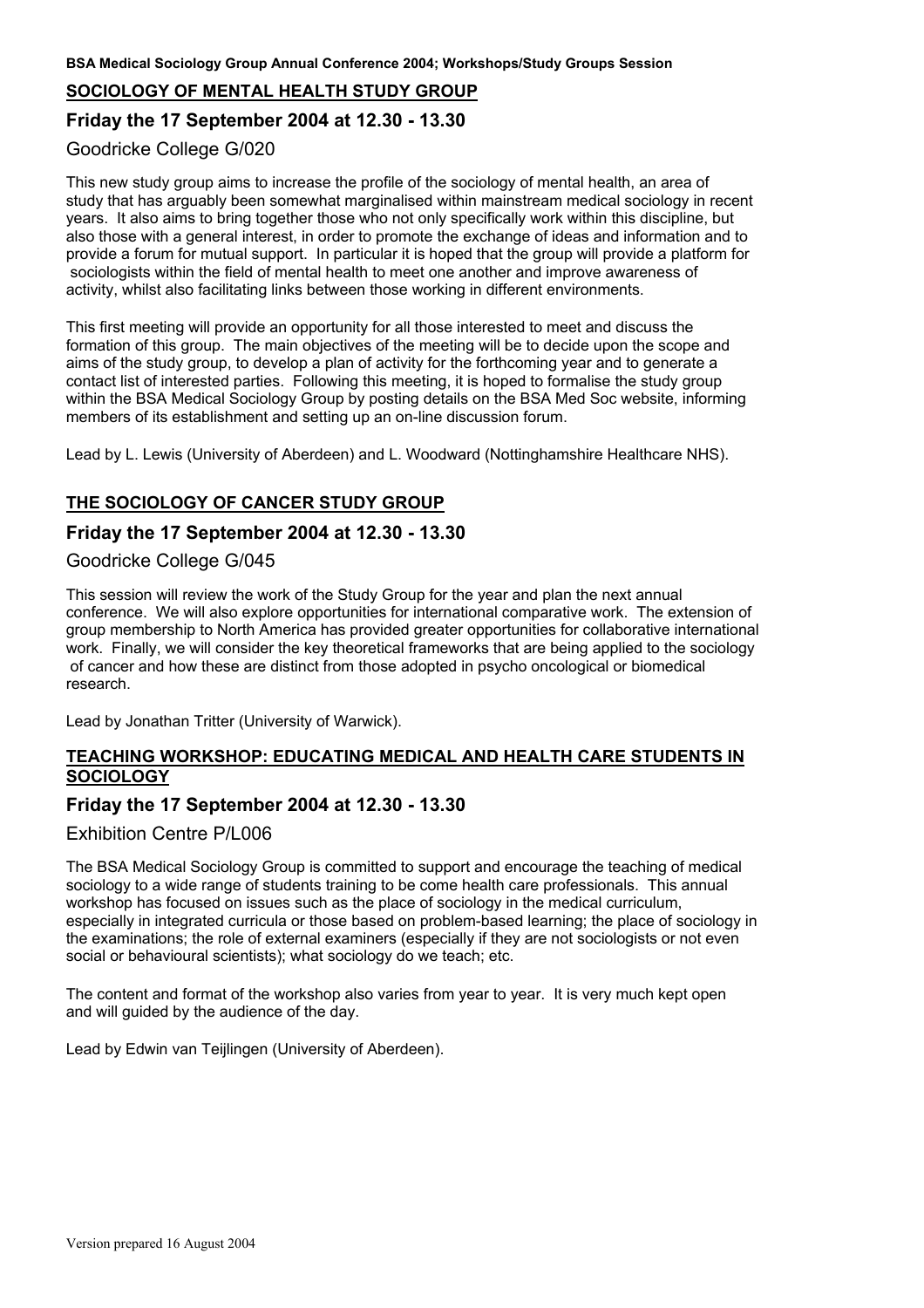**BSA Medical Sociology Group Annual Conference 2004; Workshops/Study Groups Session**

## SOCIOLOGY OF MENTAL HEALTH STUDY GROUP

### Friday the 17 September 2004 at 12.30 - 13.30

Goodricke College G/020

This new study group aims to increase the profile of the sociology of mental health, an area of study that has arguably been somewhat marginalised within mainstream medical sociology in recent years. It also aims to bring together those who not only specifically work within this discipline, but also those with a general interest, in order to promote the exchange of ideas and information and to provide a forum for mutual support. In particular it is hoped that the group will provide a platform for sociologists within the field of mental health to meet one another and improve awareness of activity, whilst also facilitating links between those working in different environments.

This first meeting will provide an opportunity for all those interested to meet and discuss the formation of this group. The main objectives of the meeting will be to decide upon the scope and aims of the study group, to develop a plan of activity for the forthcoming year and to generate a contact list of interested parties. Following this meeting, it is hoped to formalise the study group within the BSA Medical Sociology Group by posting details on the BSA Med Soc website, informing members of its establishment and setting up an on-line discussion forum.

Lead by L. Lewis (University of Aberdeen) and L. Woodward (Nottinghamshire Healthcare NHS).

## THE SOCIOLOGY OF CANCER STUDY GROUP

### Friday the 17 September 2004 at 12.30 - 13.30

Goodricke College G/045

This session will review the work of the Study Group for the year and plan the next annual conference. We will also explore opportunities for international comparative work. The extension of group membership to North America has provided greater opportunities for collaborative international work. Finally, we will consider the key theoretical frameworks that are being applied to the sociology of cancer and how these are distinct from those adopted in psycho oncological or biomedical research.

Lead by Jonathan Tritter (University of Warwick).

## TEACHING WORKSHOP: EDUCATING MEDICAL AND HEALTH CARE STUDENTS IN SOCIOLOGY

### Friday the 17 September 2004 at 12.30 - 13.30

Exhibition Centre P/L006

The BSA Medical Sociology Group is committed to support and encourage the teaching of medical sociology to a wide range of students training to be come health care professionals. This annual workshop has focused on issues such as the place of sociology in the medical curriculum, especially in integrated curricula or those based on problem-based learning; the place of sociology in the examinations; the role of external examiners (especially if they are not sociologists or not even social or behavioural scientists); what sociology do we teach; etc.

The content and format of the workshop also varies from year to year. It is very much kept open and will guided by the audience of the day.

Lead by Edwin van Teijlingen (University of Aberdeen).

Version prepared 16 August 2004